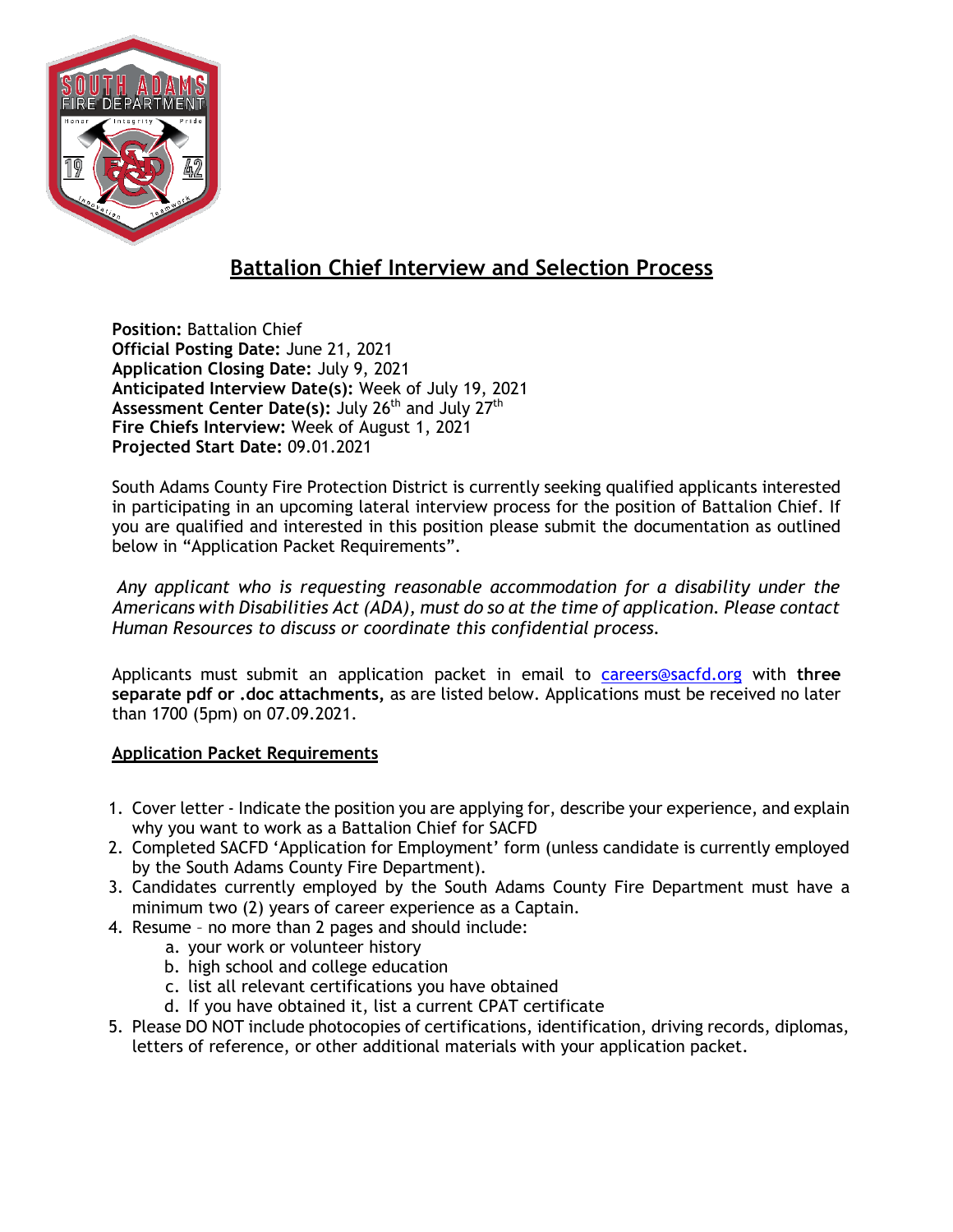# Battalion Chief Interview and Selection Process

**Position:** Battalion Chief
**Official Posting Date:** June 21, 2021
**Application Closing Date:** July 9, 2021
**Anticipated Interview Date(s):** Week of July 19, 2021
**Assessment Center Date(s):** July 26th and July 27th
**Fire Chiefs Interview:** Week of August 1, 2021
**Projected Start Date:** 09.01.2021

South Adams County Fire Protection District is currently seeking qualified applicants interested in participating in an upcoming lateral interview process for the position of Battalion Chief. If you are qualified and interested in this position please submit the documentation as outlined below in "Application Packet Requirements".

*Any applicant who is requesting reasonable accommodation for a disability under the Americans with Disabilities Act (ADA), must do so at the time of application. Please contact Human Resources to discuss or coordinate this confidential process.*

Applicants must submit an application packet in email to [careers@sacfd.org](mailto:careers@sacfd.org) with **three separate pdf or .doc attachments,** as are listed below. Applications must be received no later than 1700 (5pm) on 07.09.2021.

## Application Packet Requirements

1. Cover letter - Indicate the position you are applying for, describe your experience, and explain why you want to work as a Battalion Chief for SACFD
2. Completed SACFD 'Application for Employment' form (unless candidate is currently employed by the South Adams County Fire Department).
3. Candidates currently employed by the South Adams County Fire Department must have a minimum two (2) years of career experience as a Captain.
4. Resume – no more than 2 pages and should include:
   a. your work or volunteer history
   b. high school and college education
   c. list all relevant certifications you have obtained
   d. If you have obtained it, list a current CPAT certificate
5. Please DO NOT include photocopies of certifications, identification, driving records, diplomas, letters of reference, or other additional materials with your application packet.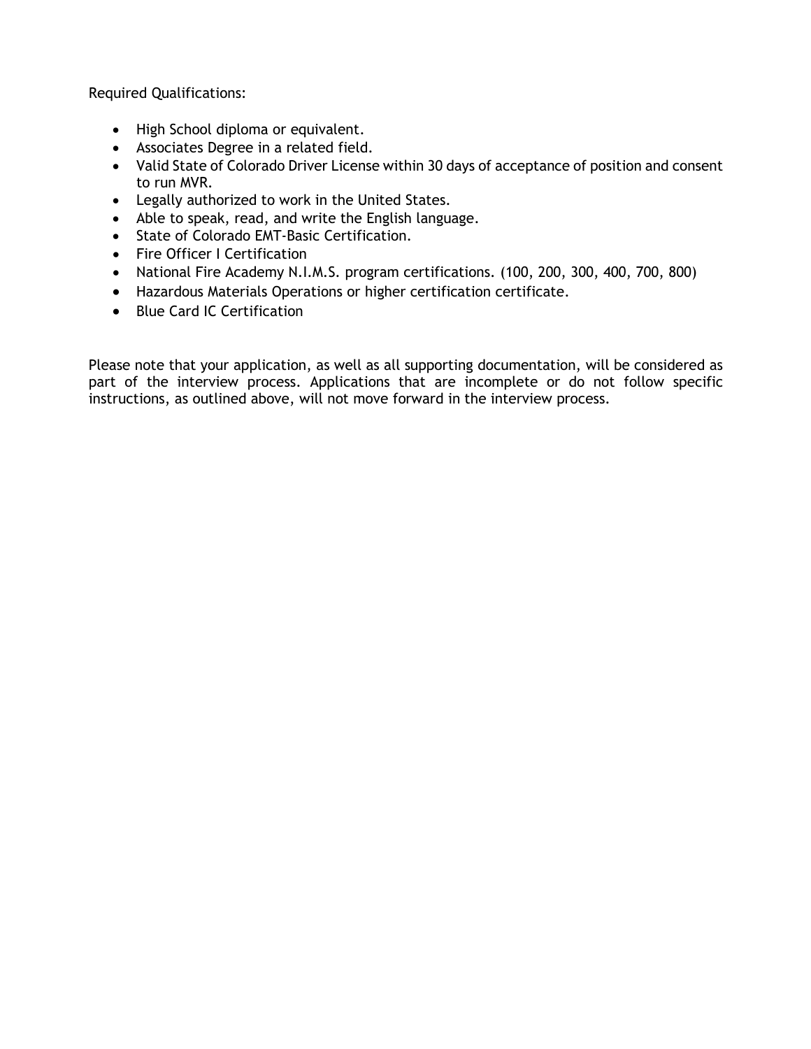Required Qualifications:

- High School diploma or equivalent.
- Associates Degree in a related field.
- Valid State of Colorado Driver License within 30 days of acceptance of position and consent to run MVR.
- Legally authorized to work in the United States.
- Able to speak, read, and write the English language.
- State of Colorado EMT-Basic Certification.
- Fire Officer I Certification
- National Fire Academy N.I.M.S. program certifications. (100, 200, 300, 400, 700, 800)
- Hazardous Materials Operations or higher certification certificate.
- Blue Card IC Certification

Please note that your application, as well as all supporting documentation, will be considered as part of the interview process. Applications that are incomplete or do not follow specific instructions, as outlined above, will not move forward in the interview process.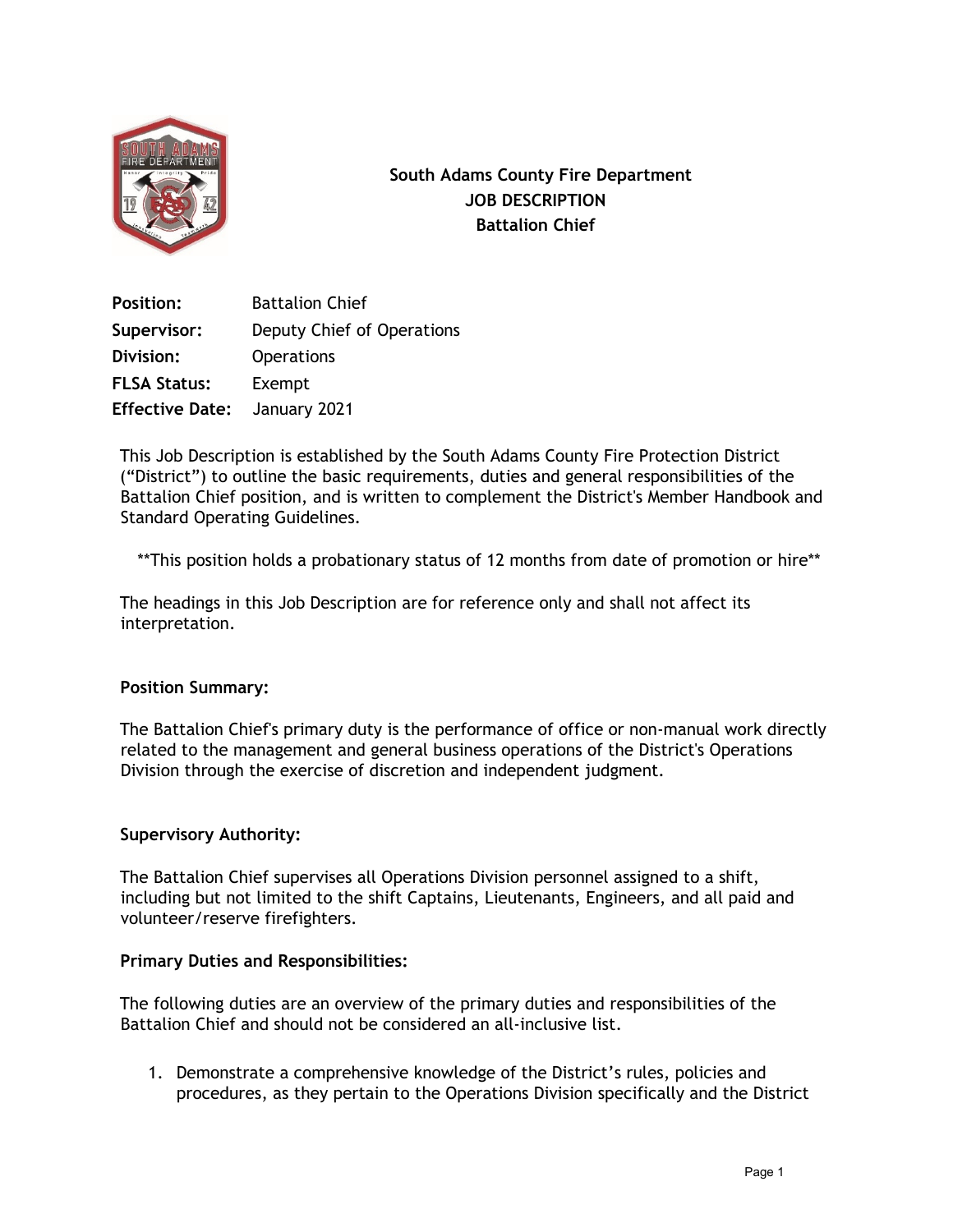**South Adams County Fire Department**
**JOB DESCRIPTION**
**Battalion Chief**

| | |
|---|---|
| **Position:** | Battalion Chief |
| **Supervisor:** | Deputy Chief of Operations |
| **Division:** | Operations |
| **FLSA Status:** | Exempt |
| **Effective Date:** | January 2021 |

This Job Description is established by the South Adams County Fire Protection District ("District") to outline the basic requirements, duties and general responsibilities of the Battalion Chief position, and is written to complement the District's Member Handbook and Standard Operating Guidelines.

**This position holds a probationary status of 12 months from date of promotion or hire**

The headings in this Job Description are for reference only and shall not affect its interpretation.

**Position Summary:**

The Battalion Chief's primary duty is the performance of office or non-manual work directly related to the management and general business operations of the District's Operations Division through the exercise of discretion and independent judgment.

**Supervisory Authority:**

The Battalion Chief supervises all Operations Division personnel assigned to a shift, including but not limited to the shift Captains, Lieutenants, Engineers, and all paid and volunteer/reserve firefighters.

**Primary Duties and Responsibilities:**

The following duties are an overview of the primary duties and responsibilities of the Battalion Chief and should not be considered an all-inclusive list.

1. Demonstrate a comprehensive knowledge of the District's rules, policies and procedures, as they pertain to the Operations Division specifically and the District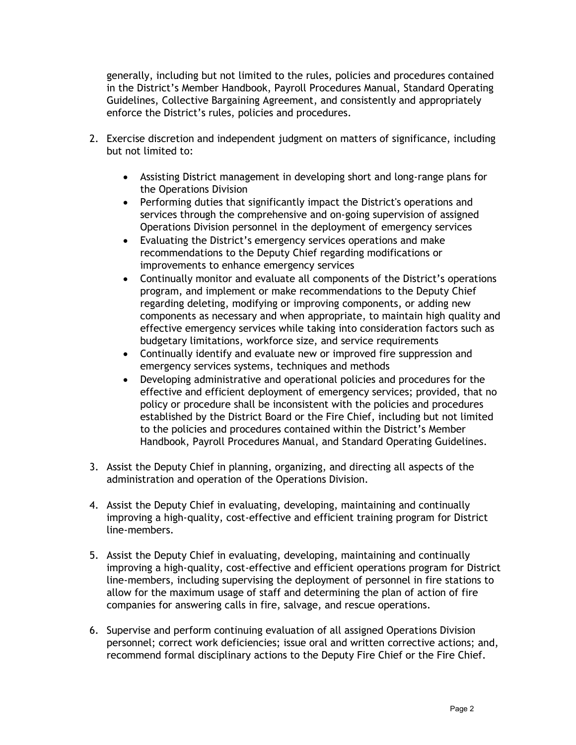generally, including but not limited to the rules, policies and procedures contained in the District's Member Handbook, Payroll Procedures Manual, Standard Operating Guidelines, Collective Bargaining Agreement, and consistently and appropriately enforce the District's rules, policies and procedures.

2. Exercise discretion and independent judgment on matters of significance, including but not limited to:

    - Assisting District management in developing short and long-range plans for the Operations Division
    - Performing duties that significantly impact the District's operations and services through the comprehensive and on-going supervision of assigned Operations Division personnel in the deployment of emergency services
    - Evaluating the District's emergency services operations and make recommendations to the Deputy Chief regarding modifications or improvements to enhance emergency services
    - Continually monitor and evaluate all components of the District's operations program, and implement or make recommendations to the Deputy Chief regarding deleting, modifying or improving components, or adding new components as necessary and when appropriate, to maintain high quality and effective emergency services while taking into consideration factors such as budgetary limitations, workforce size, and service requirements
    - Continually identify and evaluate new or improved fire suppression and emergency services systems, techniques and methods
    - Developing administrative and operational policies and procedures for the effective and efficient deployment of emergency services; provided, that no policy or procedure shall be inconsistent with the policies and procedures established by the District Board or the Fire Chief, including but not limited to the policies and procedures contained within the District's Member Handbook, Payroll Procedures Manual, and Standard Operating Guidelines.

3. Assist the Deputy Chief in planning, organizing, and directing all aspects of the administration and operation of the Operations Division.

4. Assist the Deputy Chief in evaluating, developing, maintaining and continually improving a high-quality, cost-effective and efficient training program for District line-members.

5. Assist the Deputy Chief in evaluating, developing, maintaining and continually improving a high-quality, cost-effective and efficient operations program for District line-members, including supervising the deployment of personnel in fire stations to allow for the maximum usage of staff and determining the plan of action of fire companies for answering calls in fire, salvage, and rescue operations.

6. Supervise and perform continuing evaluation of all assigned Operations Division personnel; correct work deficiencies; issue oral and written corrective actions; and, recommend formal disciplinary actions to the Deputy Fire Chief or the Fire Chief.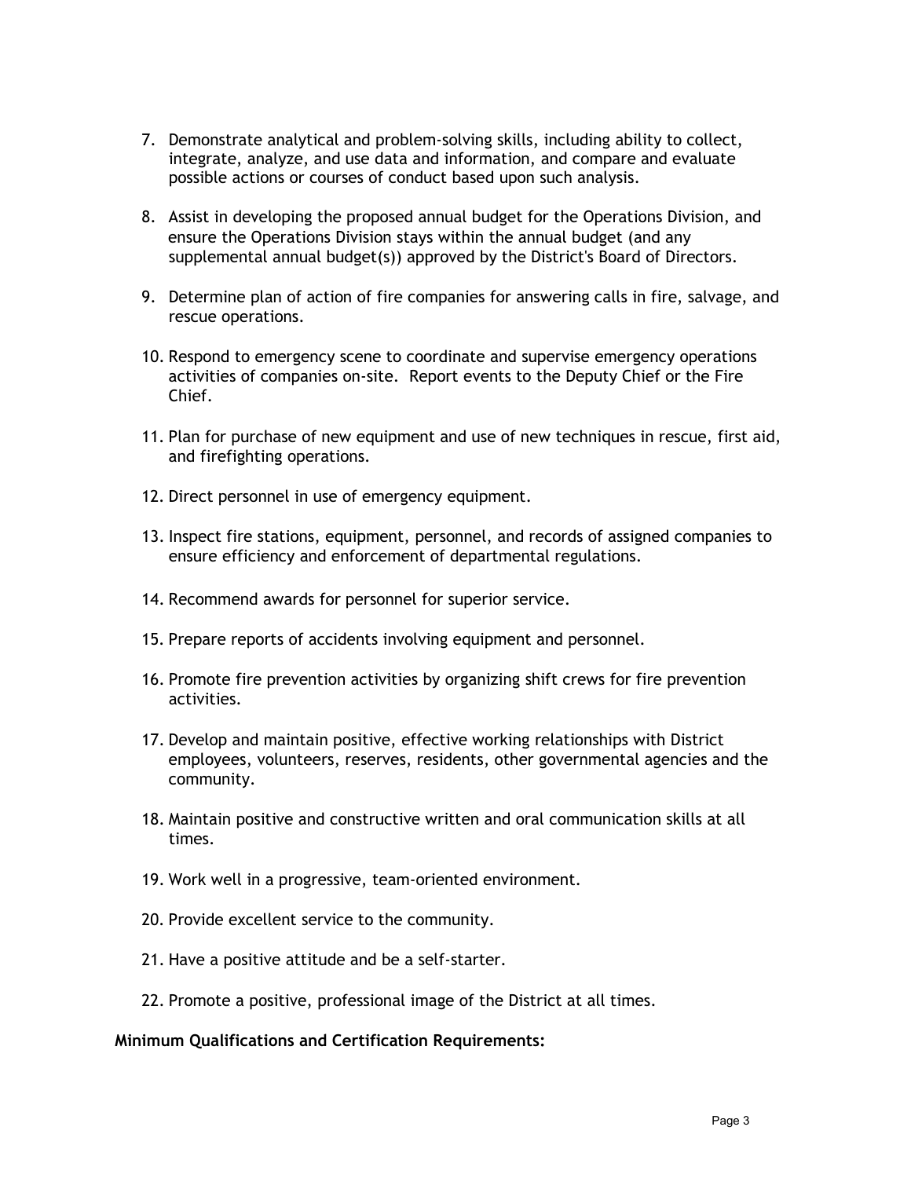7. Demonstrate analytical and problem-solving skills, including ability to collect, integrate, analyze, and use data and information, and compare and evaluate possible actions or courses of conduct based upon such analysis.

8. Assist in developing the proposed annual budget for the Operations Division, and ensure the Operations Division stays within the annual budget (and any supplemental annual budget(s)) approved by the District's Board of Directors.

9. Determine plan of action of fire companies for answering calls in fire, salvage, and rescue operations.

10. Respond to emergency scene to coordinate and supervise emergency operations activities of companies on-site. Report events to the Deputy Chief or the Fire Chief.

11. Plan for purchase of new equipment and use of new techniques in rescue, first aid, and firefighting operations.

12. Direct personnel in use of emergency equipment.

13. Inspect fire stations, equipment, personnel, and records of assigned companies to ensure efficiency and enforcement of departmental regulations.

14. Recommend awards for personnel for superior service.

15. Prepare reports of accidents involving equipment and personnel.

16. Promote fire prevention activities by organizing shift crews for fire prevention activities.

17. Develop and maintain positive, effective working relationships with District employees, volunteers, reserves, residents, other governmental agencies and the community.

18. Maintain positive and constructive written and oral communication skills at all times.

19. Work well in a progressive, team-oriented environment.

20. Provide excellent service to the community.

21. Have a positive attitude and be a self-starter.

22. Promote a positive, professional image of the District at all times.

**Minimum Qualifications and Certification Requirements:**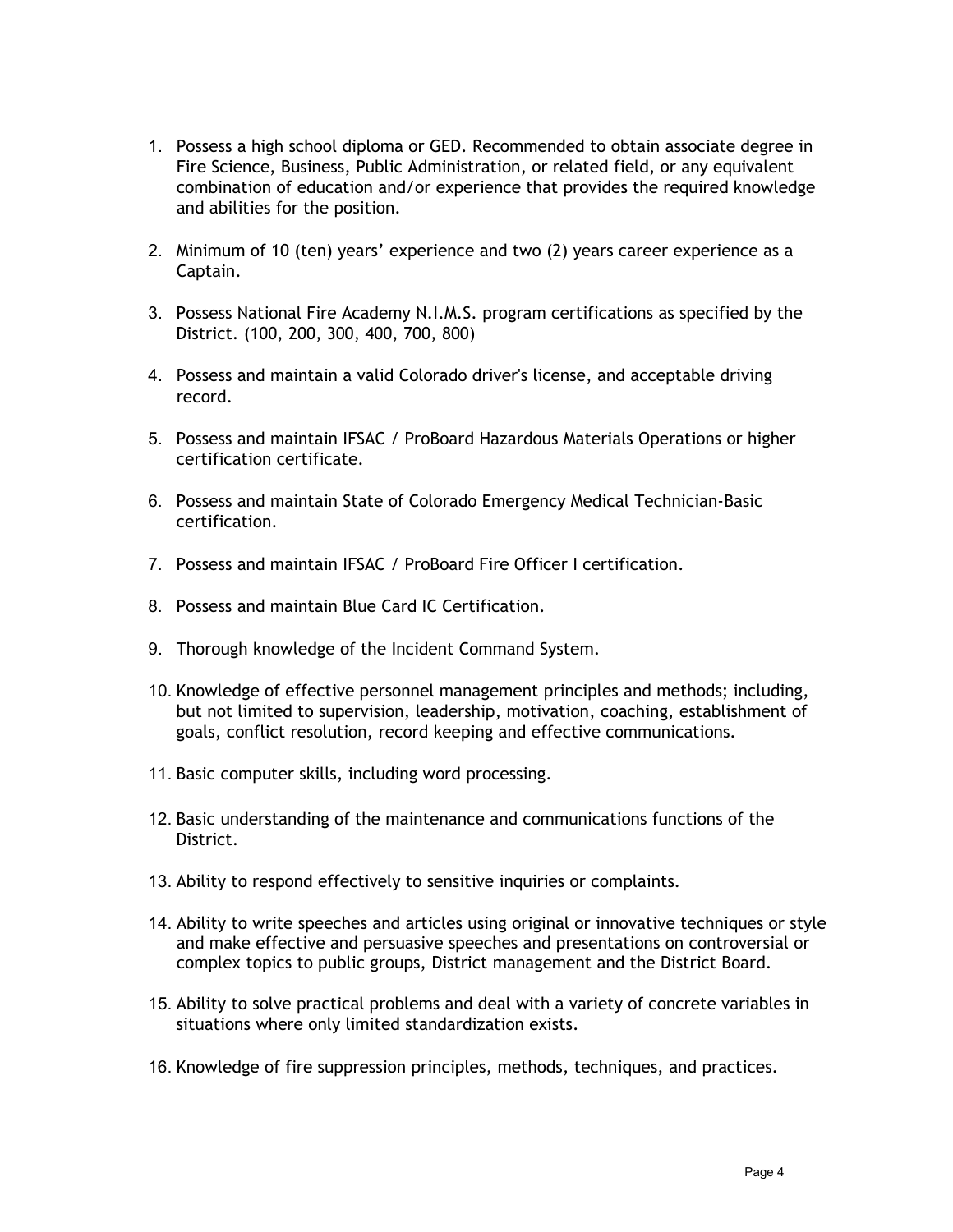1. Possess a high school diploma or GED. Recommended to obtain associate degree in Fire Science, Business, Public Administration, or related field, or any equivalent combination of education and/or experience that provides the required knowledge and abilities for the position.

2. Minimum of 10 (ten) years' experience and two (2) years career experience as a Captain.

3. Possess National Fire Academy N.I.M.S. program certifications as specified by the District. (100, 200, 300, 400, 700, 800)

4. Possess and maintain a valid Colorado driver's license, and acceptable driving record.

5. Possess and maintain IFSAC / ProBoard Hazardous Materials Operations or higher certification certificate.

6. Possess and maintain State of Colorado Emergency Medical Technician-Basic certification.

7. Possess and maintain IFSAC / ProBoard Fire Officer I certification.

8. Possess and maintain Blue Card IC Certification.

9. Thorough knowledge of the Incident Command System.

10. Knowledge of effective personnel management principles and methods; including, but not limited to supervision, leadership, motivation, coaching, establishment of goals, conflict resolution, record keeping and effective communications.

11. Basic computer skills, including word processing.

12. Basic understanding of the maintenance and communications functions of the District.

13. Ability to respond effectively to sensitive inquiries or complaints.

14. Ability to write speeches and articles using original or innovative techniques or style and make effective and persuasive speeches and presentations on controversial or complex topics to public groups, District management and the District Board.

15. Ability to solve practical problems and deal with a variety of concrete variables in situations where only limited standardization exists.

16. Knowledge of fire suppression principles, methods, techniques, and practices.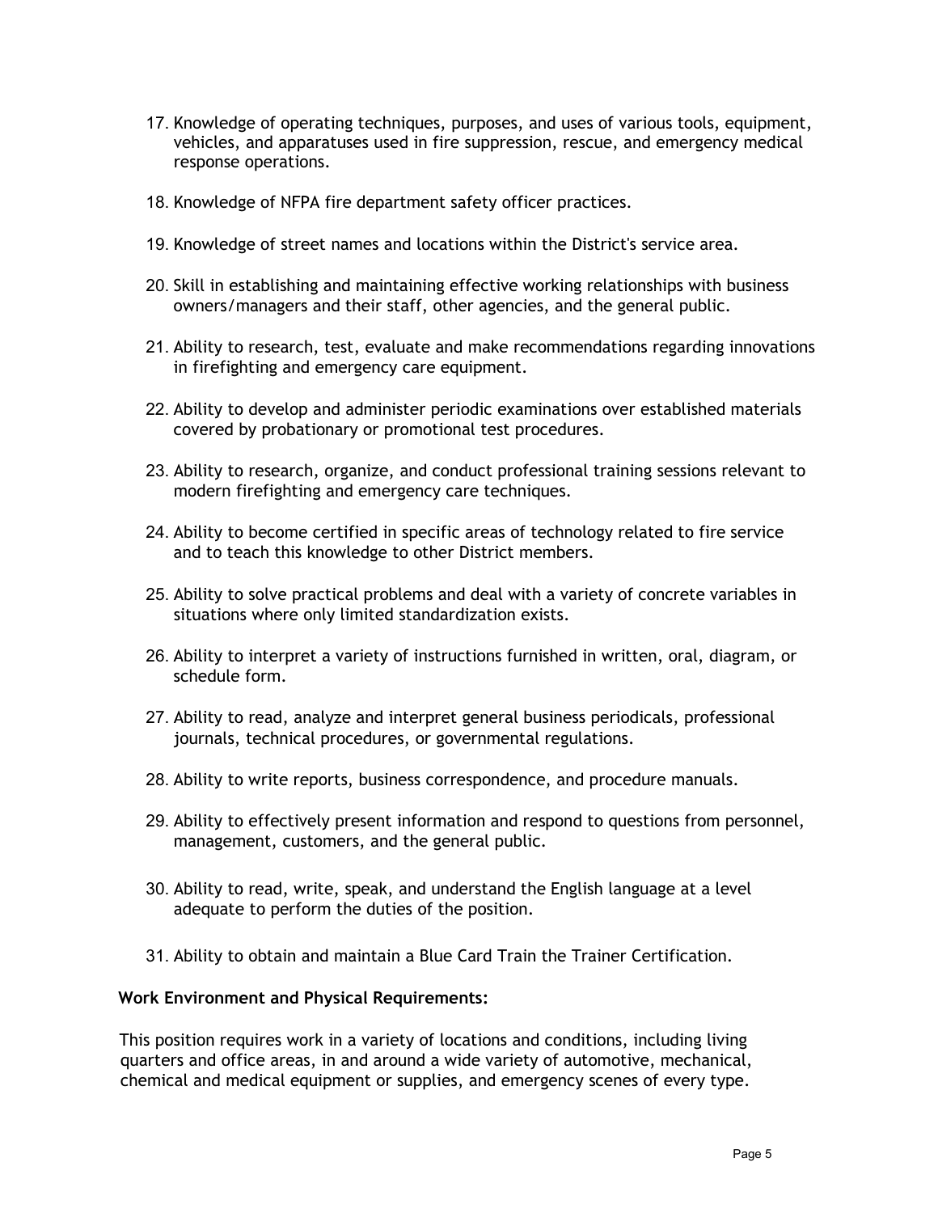17. Knowledge of operating techniques, purposes, and uses of various tools, equipment, vehicles, and apparatuses used in fire suppression, rescue, and emergency medical response operations.

18. Knowledge of NFPA fire department safety officer practices.

19. Knowledge of street names and locations within the District's service area.

20. Skill in establishing and maintaining effective working relationships with business owners/managers and their staff, other agencies, and the general public.

21. Ability to research, test, evaluate and make recommendations regarding innovations in firefighting and emergency care equipment.

22. Ability to develop and administer periodic examinations over established materials covered by probationary or promotional test procedures.

23. Ability to research, organize, and conduct professional training sessions relevant to modern firefighting and emergency care techniques.

24. Ability to become certified in specific areas of technology related to fire service and to teach this knowledge to other District members.

25. Ability to solve practical problems and deal with a variety of concrete variables in situations where only limited standardization exists.

26. Ability to interpret a variety of instructions furnished in written, oral, diagram, or schedule form.

27. Ability to read, analyze and interpret general business periodicals, professional journals, technical procedures, or governmental regulations.

28. Ability to write reports, business correspondence, and procedure manuals.

29. Ability to effectively present information and respond to questions from personnel, management, customers, and the general public.

30. Ability to read, write, speak, and understand the English language at a level adequate to perform the duties of the position.

31. Ability to obtain and maintain a Blue Card Train the Trainer Certification.

**Work Environment and Physical Requirements:**

This position requires work in a variety of locations and conditions, including living quarters and office areas, in and around a wide variety of automotive, mechanical, chemical and medical equipment or supplies, and emergency scenes of every type.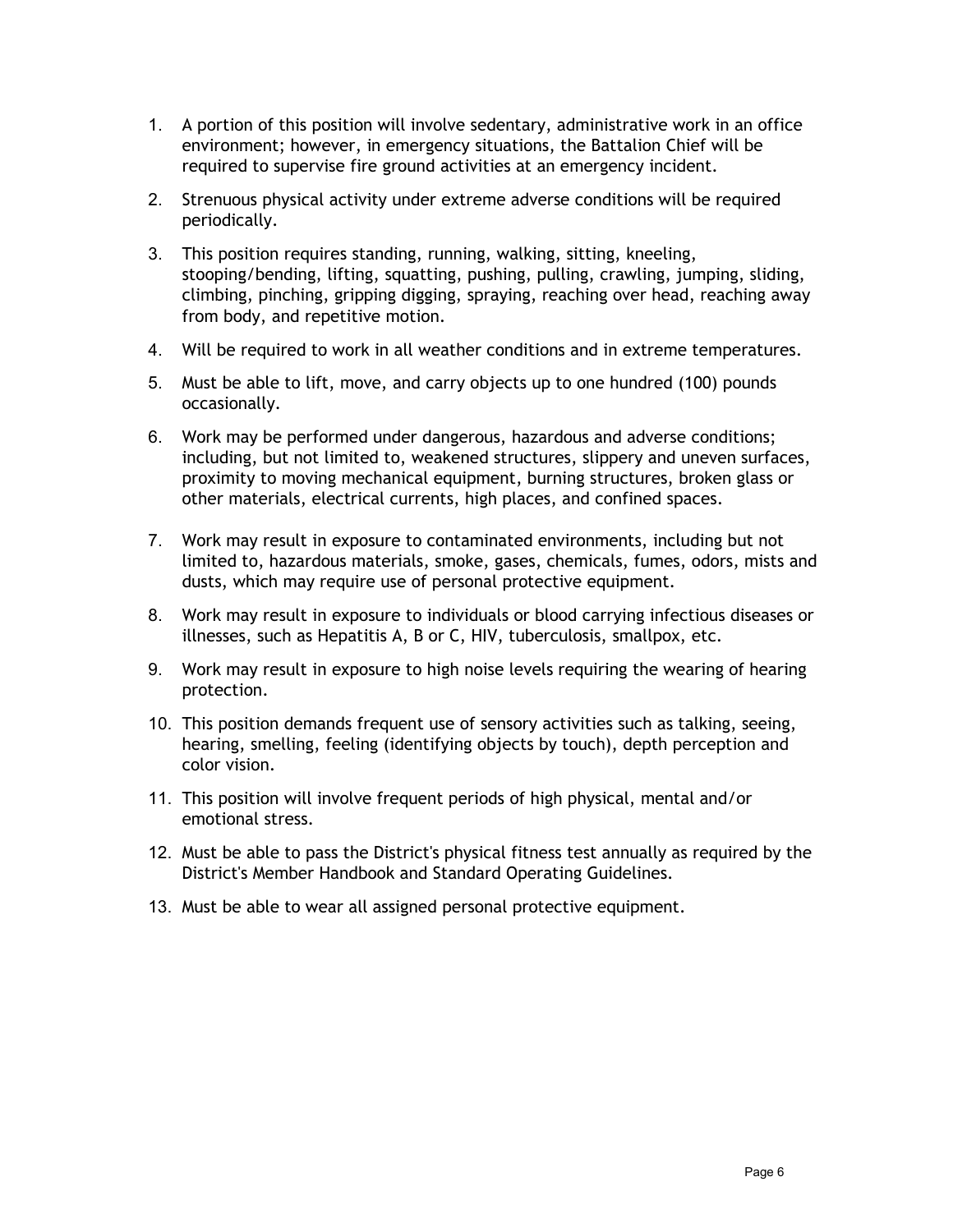1. A portion of this position will involve sedentary, administrative work in an office environment; however, in emergency situations, the Battalion Chief will be required to supervise fire ground activities at an emergency incident.
2. Strenuous physical activity under extreme adverse conditions will be required periodically.
3. This position requires standing, running, walking, sitting, kneeling, stooping/bending, lifting, squatting, pushing, pulling, crawling, jumping, sliding, climbing, pinching, gripping digging, spraying, reaching over head, reaching away from body, and repetitive motion.
4. Will be required to work in all weather conditions and in extreme temperatures.
5. Must be able to lift, move, and carry objects up to one hundred (100) pounds occasionally.
6. Work may be performed under dangerous, hazardous and adverse conditions; including, but not limited to, weakened structures, slippery and uneven surfaces, proximity to moving mechanical equipment, burning structures, broken glass or other materials, electrical currents, high places, and confined spaces.
7. Work may result in exposure to contaminated environments, including but not limited to, hazardous materials, smoke, gases, chemicals, fumes, odors, mists and dusts, which may require use of personal protective equipment.
8. Work may result in exposure to individuals or blood carrying infectious diseases or illnesses, such as Hepatitis A, B or C, HIV, tuberculosis, smallpox, etc.
9. Work may result in exposure to high noise levels requiring the wearing of hearing protection.
10. This position demands frequent use of sensory activities such as talking, seeing, hearing, smelling, feeling (identifying objects by touch), depth perception and color vision.
11. This position will involve frequent periods of high physical, mental and/or emotional stress.
12. Must be able to pass the District's physical fitness test annually as required by the District's Member Handbook and Standard Operating Guidelines.
13. Must be able to wear all assigned personal protective equipment.